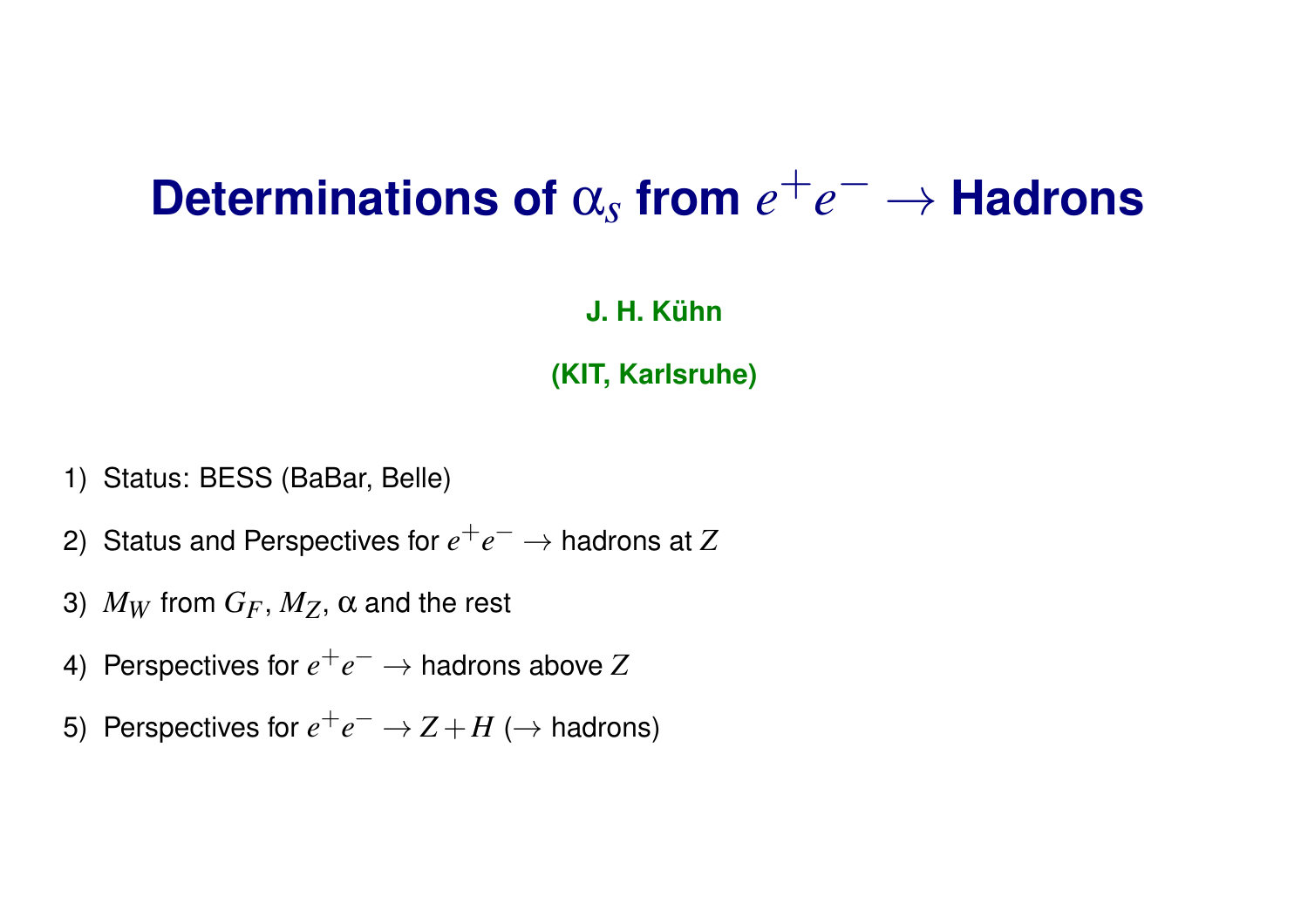# Determinations of $\alpha_s$ from $e^+e^- \rightarrow$ Hadrons

**J. H. Kühn**

**(KIT, Karlsruhe)**

1) Status: BESS (BaBar, Belle)

2) Status and Perspectives for $e^+e^- \rightarrow$ hadrons at $Z$

3) $M_W$ from $G_F$, $M_Z$, $\alpha$ and the rest

4) Perspectives for $e^+e^- \rightarrow$ hadrons above $Z$

5) Perspectives for $e^+e^- \rightarrow Z + H$ ($\rightarrow$ hadrons)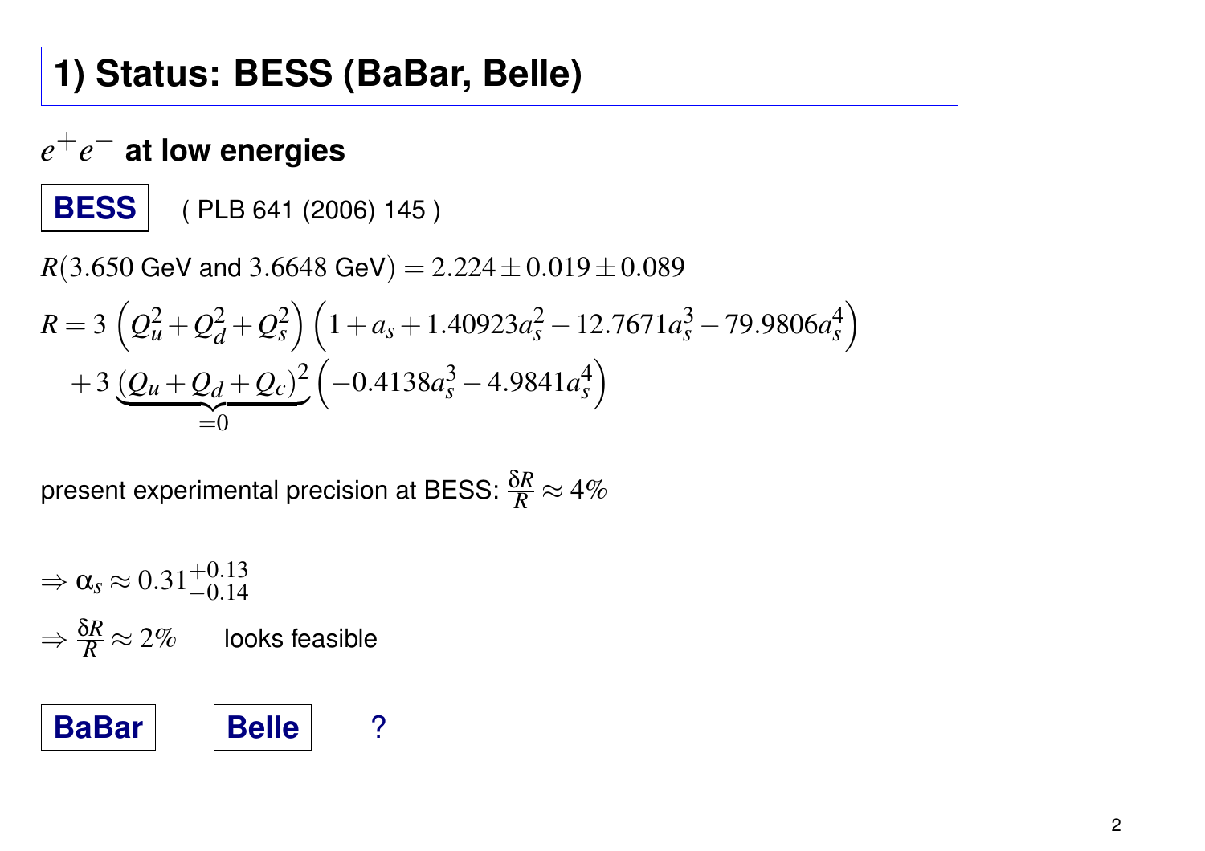# 1) Status: BESS (BaBar, Belle)

## $e^+e^-$ at low energies

**BESS** ( PLB 641 (2006) 145 )

$R(3.650$ GeV and $3.6648$ GeV$) = 2.224 \pm 0.019 \pm 0.089$

$$R = 3\left(Q_u^2 + Q_d^2 + Q_s^2\right)\left(1 + a_s + 1.40923a_s^2 - 12.7671a_s^3 - 79.9806a_s^4\right)$$
$$+ 3\underbrace{(Q_u + Q_d + Q_c)^2}_{=0}\left(-0.4138a_s^3 - 4.9841a_s^4\right)$$

present experimental precision at BESS: $\frac{\delta R}{R} \approx 4\%$

$\Rightarrow \alpha_s \approx 0.31^{+0.13}_{-0.14}$

$\Rightarrow \frac{\delta R}{R} \approx 2\%$ looks feasible

**BaBar** **Belle** ?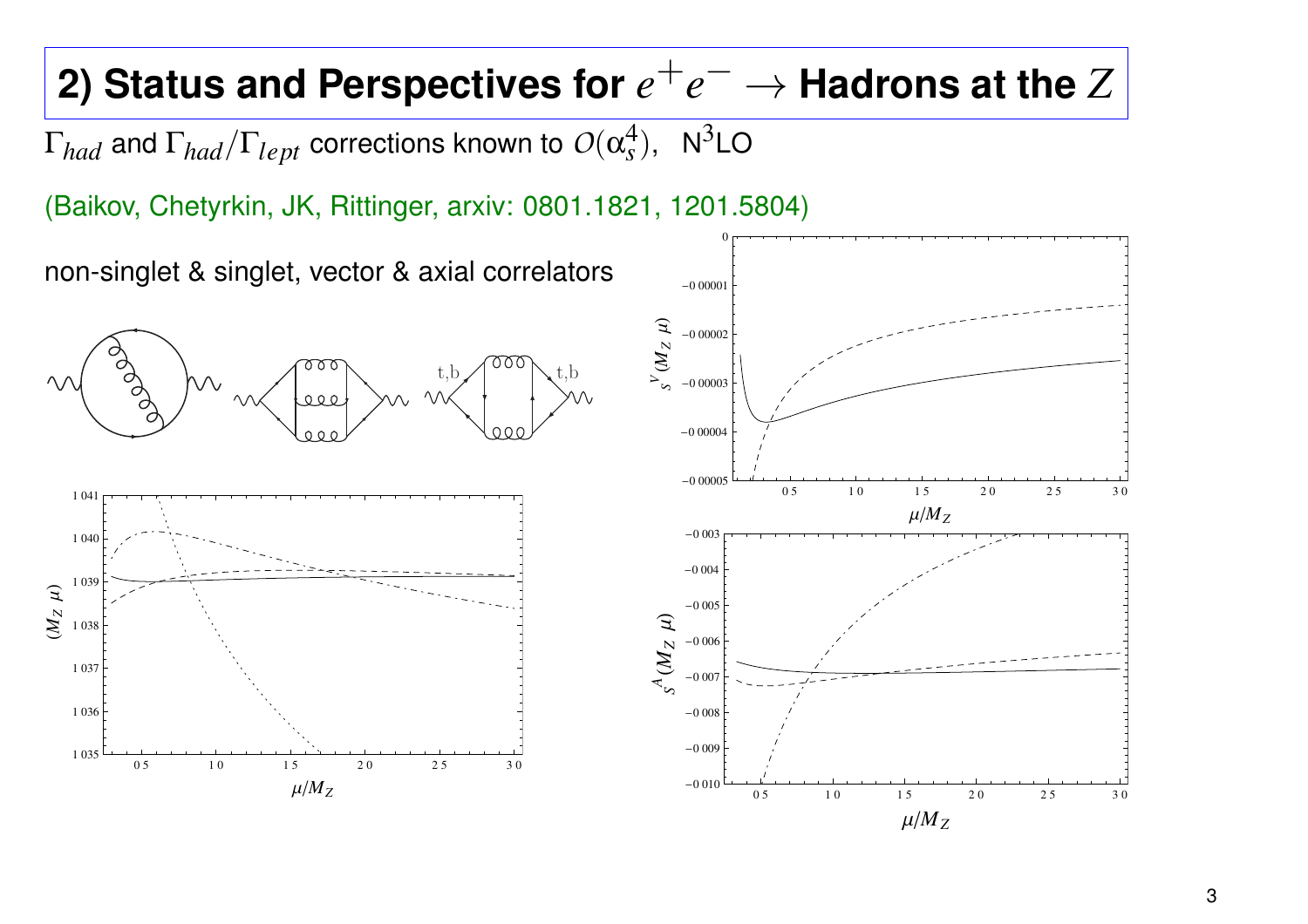# 2) Status and Perspectives for $e^+e^- \to$ Hadrons at the $Z$

$\Gamma_{had}$ and $\Gamma_{had}/\Gamma_{lept}$ corrections known to $O(\alpha_s^4)$, N$^3$LO

(Baikov, Chetyrkin, JK, Rittinger, arxiv: 0801.1821, 1201.5804)

non-singlet & singlet, vector & axial correlators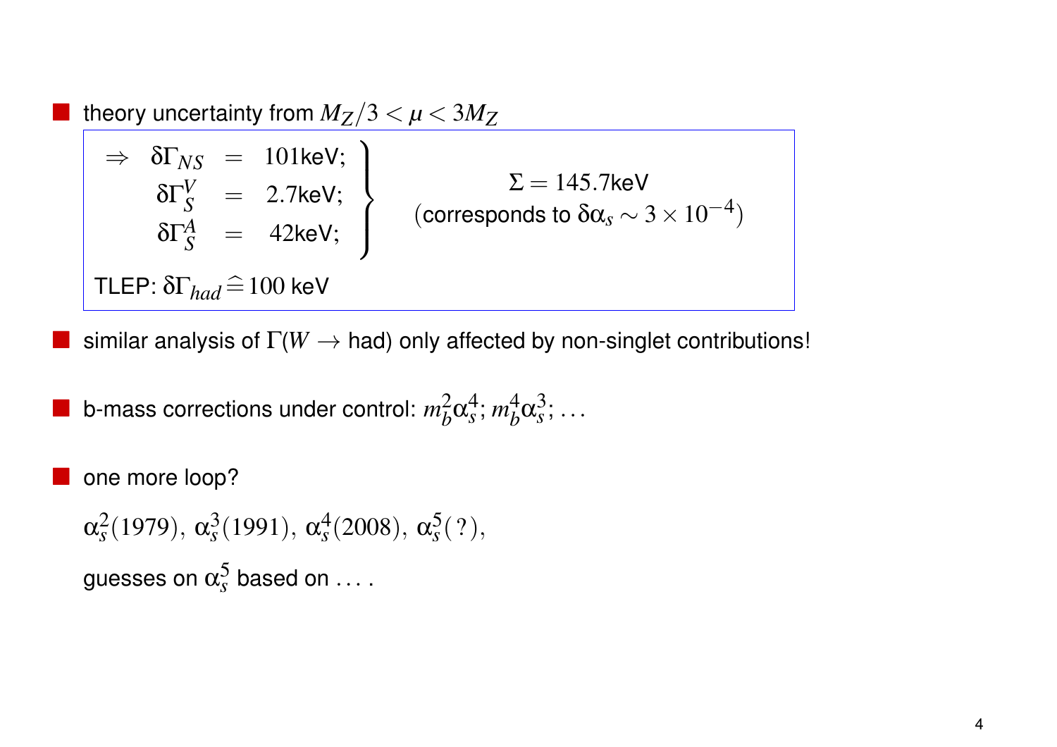- theory uncertainty from $M_Z/3 < \mu < 3M_Z$

$$\left.\begin{aligned} \Rightarrow \quad \delta\Gamma_{NS} &= 101\text{keV}; \\ \delta\Gamma_S^V &= 2.7\text{keV}; \\ \delta\Gamma_S^A &= 42\text{keV}; \end{aligned}\right\} \qquad \Sigma = 145.7\text{keV}$$

(corresponds to $\delta\alpha_s \sim 3 \times 10^{-4}$)

TLEP: $\delta\Gamma_{had} \,\widehat{=}\, 100$ keV

- similar analysis of $\Gamma(W \to \text{had})$ only affected by non-singlet contributions!

- b-mass corrections under control: $m_b^2\alpha_s^4;\, m_b^4\alpha_s^3;\, \ldots$

- one more loop?

  $\alpha_s^2(1979),\ \alpha_s^3(1991),\ \alpha_s^4(2008),\ \alpha_s^5(\,?\,),$

  guesses on $\alpha_s^5$ based on $\ldots$ .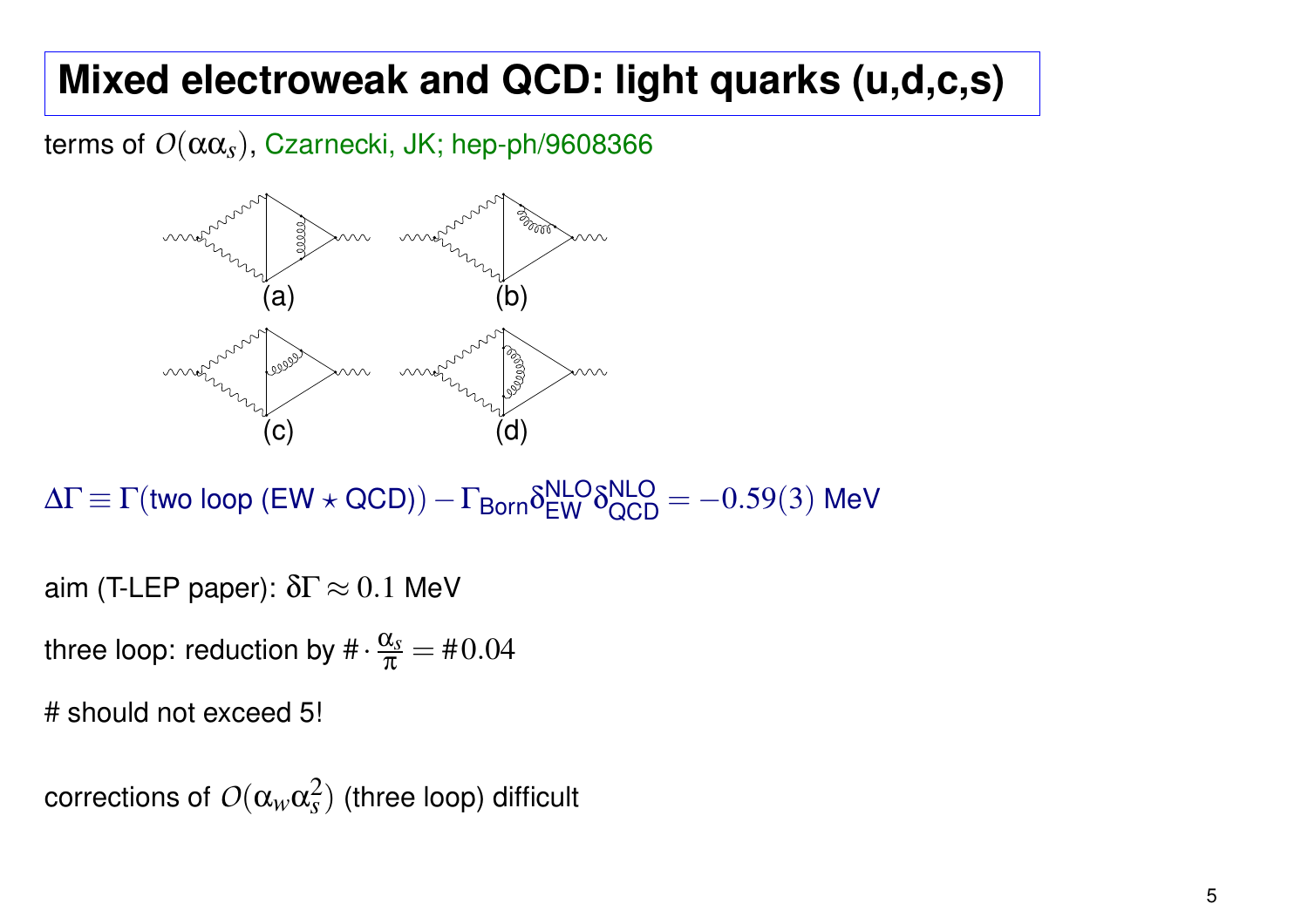# Mixed electroweak and QCD: light quarks (u,d,c,s)

terms of $O(\alpha\alpha_s)$, Czarnecki, JK; hep-ph/9608366

(a) (b)

(c) (d)

$\Delta\Gamma \equiv \Gamma(\text{two loop (EW} \star \text{QCD)}) - \Gamma_{\text{Born}}\delta_{\text{EW}}^{\text{NLO}}\delta_{\text{QCD}}^{\text{NLO}} = -0.59(3)$ MeV

aim (T-LEP paper): $\delta\Gamma \approx 0.1$ MeV

three loop: reduction by $\# \cdot \frac{\alpha_s}{\pi} = \# 0.04$

# should not exceed 5!

corrections of $O(\alpha_w \alpha_s^2)$ (three loop) difficult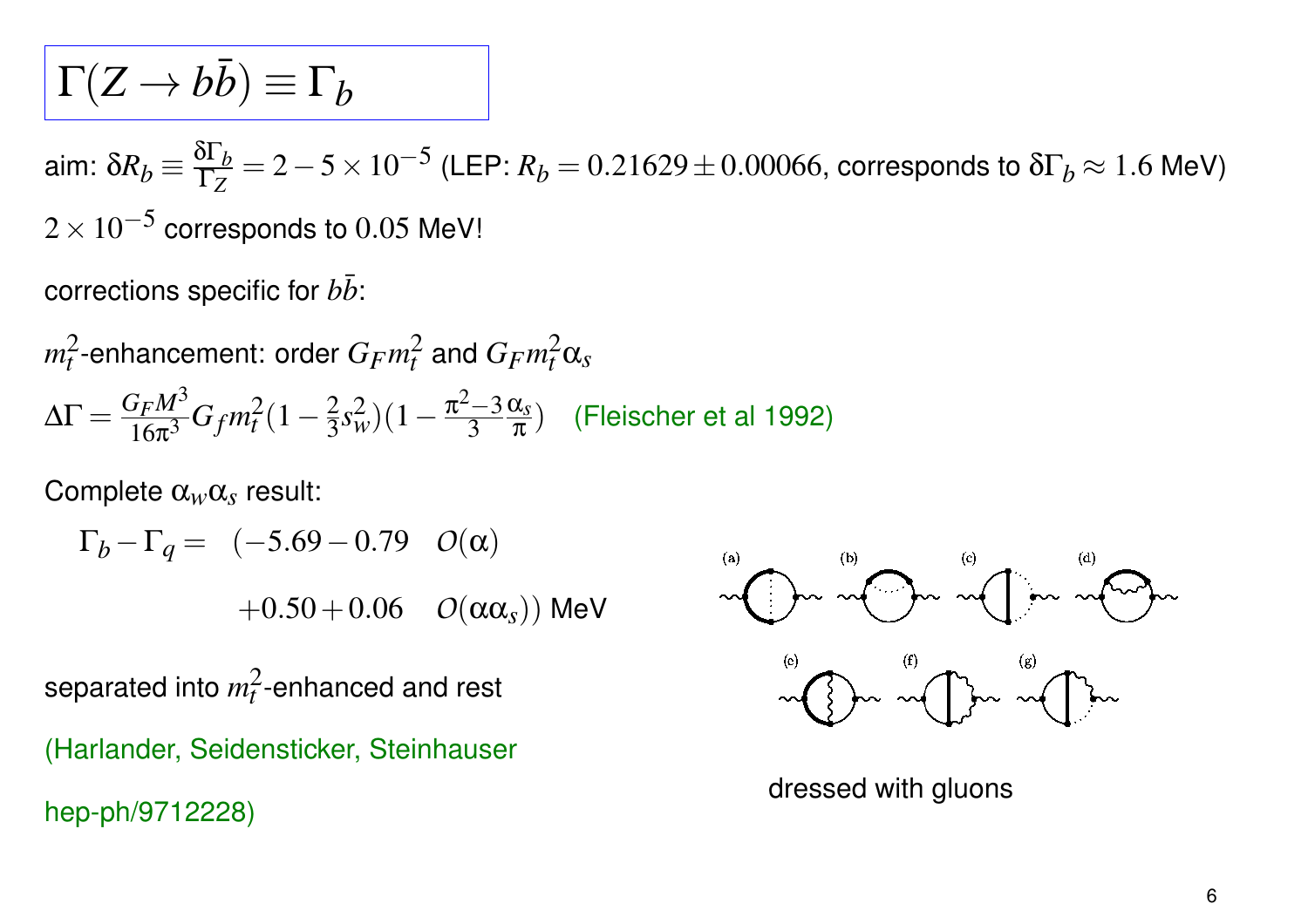# $\Gamma(Z \to b\bar{b}) \equiv \Gamma_b$

aim: $\delta R_b \equiv \frac{\delta\Gamma_b}{\Gamma_Z} = 2 - 5 \times 10^{-5}$ (LEP: $R_b = 0.21629 \pm 0.00066$, corresponds to $\delta\Gamma_b \approx 1.6$ MeV)

$2 \times 10^{-5}$ corresponds to $0.05$ MeV!

corrections specific for $b\bar{b}$:

$m_t^2$-enhancement: order $G_F m_t^2$ and $G_F m_t^2 \alpha_s$

$$\Delta\Gamma = \frac{G_F M^3}{16\pi^3} G_f m_t^2 (1 - \tfrac{2}{3} s_w^2)(1 - \tfrac{\pi^2 - 3}{3} \tfrac{\alpha_s}{\pi})$$

(Fleischer et al 1992)

Complete $\alpha_w \alpha_s$ result:

$$\Gamma_b - \Gamma_q = \quad (-5.69 - 0.79 \quad O(\alpha)$$
$$+0.50 + 0.06 \quad O(\alpha\alpha_s)) \text{ MeV}$$

separated into $m_t^2$-enhanced and rest

(Harlander, Seidensticker, Steinhauser

hep-ph/9712228)

dressed with gluons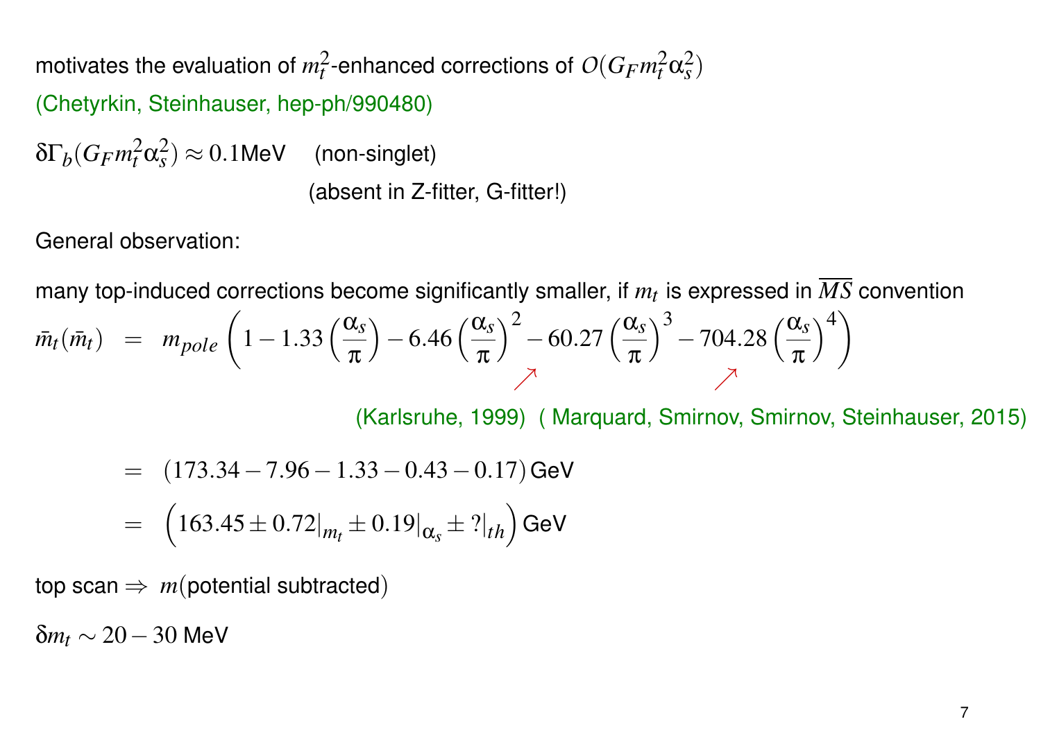motivates the evaluation of $m_t^2$-enhanced corrections of $O(G_F m_t^2 \alpha_s^2)$

(Chetyrkin, Steinhauser, hep-ph/990480)

$\delta\Gamma_b(G_F m_t^2 \alpha_s^2) \approx 0.1$MeV (non-singlet)

(absent in Z-fitter, G-fitter!)

General observation:

many top-induced corrections become significantly smaller, if $m_t$ is expressed in $\overline{MS}$ convention

$$\bar{m}_t(\bar{m}_t) = m_{pole}\left(1 - 1.33\left(\frac{\alpha_s}{\pi}\right) - 6.46\left(\frac{\alpha_s}{\pi}\right)^2 - 60.27\left(\frac{\alpha_s}{\pi}\right)^3 - 704.28\left(\frac{\alpha_s}{\pi}\right)^4\right)$$

(Karlsruhe, 1999) ( Marquard, Smirnov, Smirnov, Steinhauser, 2015)

$$= (173.34 - 7.96 - 1.33 - 0.43 - 0.17)\,\text{GeV}$$

$$= \left(163.45 \pm 0.72|_{m_t} \pm 0.19|_{\alpha_s} \pm ?|_{th}\right)\text{GeV}$$

top scan $\Rightarrow$ $m$(potential subtracted)

$\delta m_t \sim 20 - 30$ MeV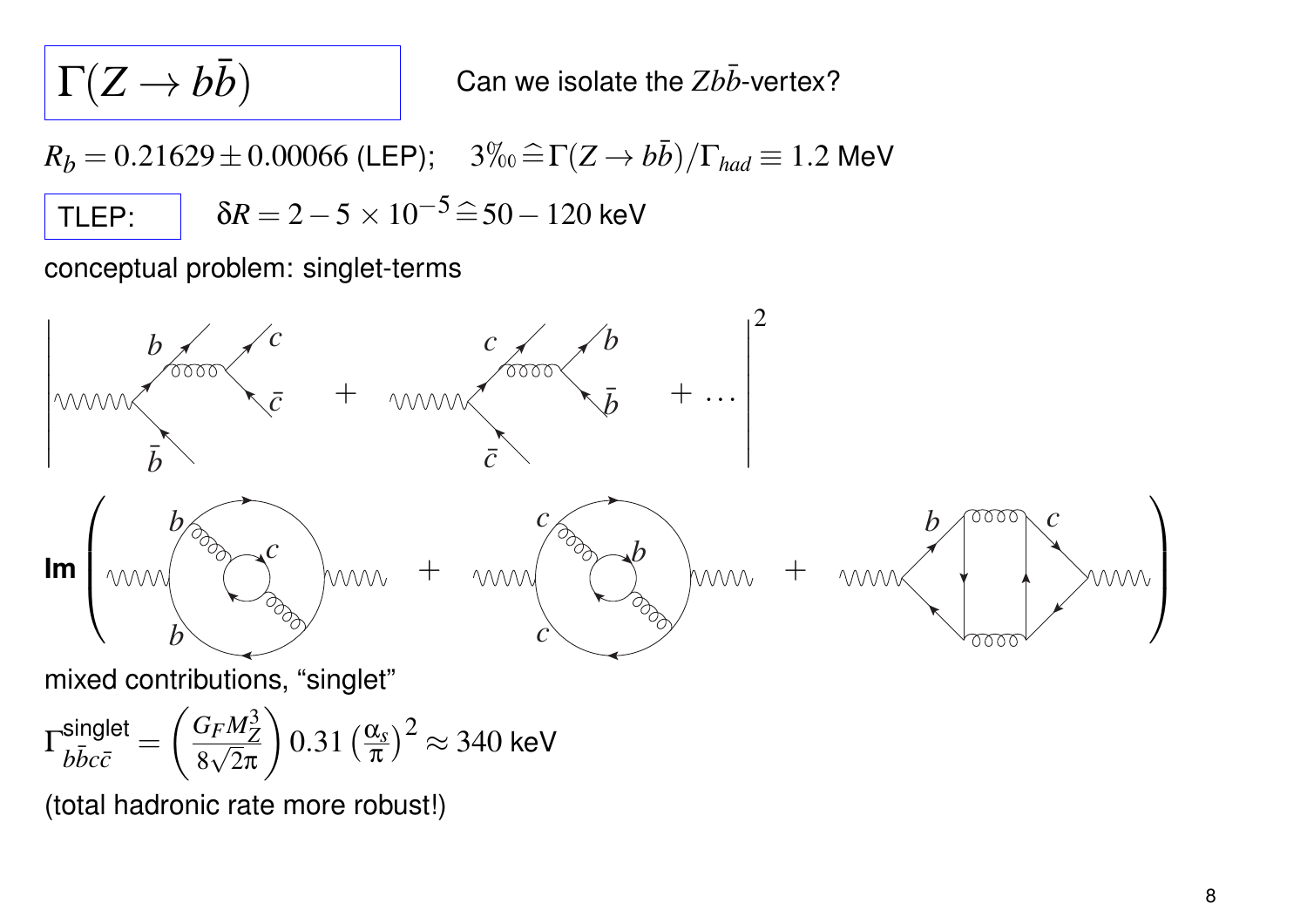## $\Gamma(Z \to b\bar{b})$

Can we isolate the $Zb\bar{b}$-vertex?

$R_b = 0.21629 \pm 0.00066$ (LEP); $\quad 3‰ \;\widehat{=}\; \Gamma(Z \to b\bar{b})/\Gamma_{had} \equiv 1.2$ MeV

TLEP: $\quad \delta R = 2 - 5 \times 10^{-5} \;\widehat{=}\; 50 - 120$ keV

conceptual problem: singlet-terms

mixed contributions, "singlet"

$$\Gamma^{\text{singlet}}_{b\bar{b}c\bar{c}} = \left(\frac{G_F M_Z^3}{8\sqrt{2}\pi}\right) 0.31 \left(\frac{\alpha_s}{\pi}\right)^2 \approx 340 \text{ keV}$$

(total hadronic rate more robust!)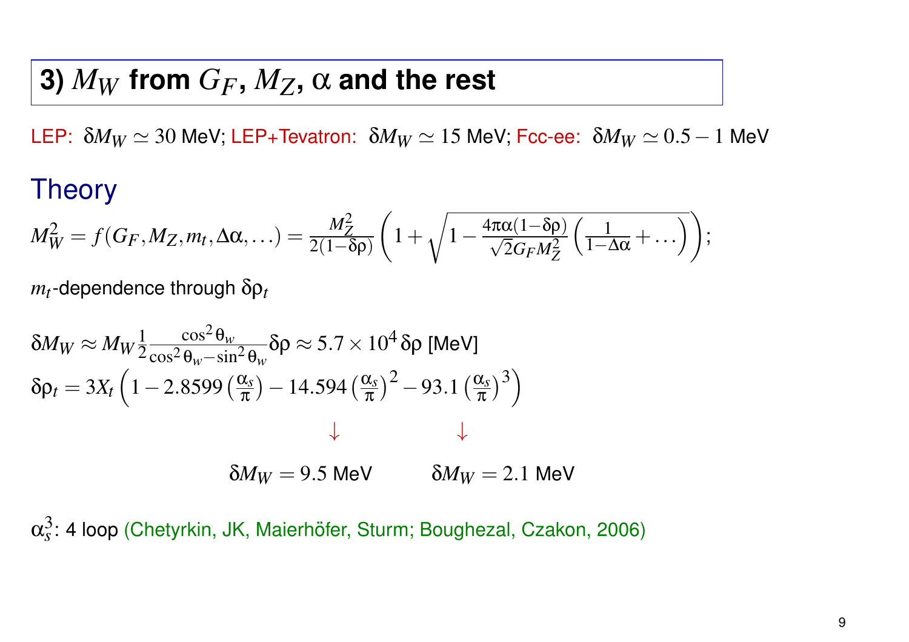## 3) $M_W$ from $G_F$, $M_Z$, $\alpha$ and the rest

LEP: $\delta M_W \simeq 30$ MeV; LEP+Tevatron: $\delta M_W \simeq 15$ MeV; Fcc-ee: $\delta M_W \simeq 0.5 - 1$ MeV

### Theory

$$M_W^2 = f(G_F, M_Z, m_t, \Delta\alpha, \ldots) = \frac{M_Z^2}{2(1-\delta\rho)}\left(1 + \sqrt{1 - \frac{4\pi\alpha(1-\delta\rho)}{\sqrt{2}G_F M_Z^2}\left(\frac{1}{1-\Delta\alpha} + \ldots\right)}\right);$$

$m_t$-dependence through $\delta\rho_t$

$$\delta M_W \approx M_W \frac{1}{2}\frac{\cos^2\theta_w}{\cos^2\theta_w - \sin^2\theta_w}\delta\rho \approx 5.7\times 10^4\,\delta\rho \text{ [MeV]}$$

$$\delta\rho_t = 3X_t\left(1 - 2.8599\left(\frac{\alpha_s}{\pi}\right) - 14.594\left(\frac{\alpha_s}{\pi}\right)^2 - 93.1\left(\frac{\alpha_s}{\pi}\right)^3\right)$$

$\downarrow$ $\delta M_W = 9.5$ MeV $\qquad$ $\downarrow$ $\delta M_W = 2.1$ MeV

$\alpha_s^3$: 4 loop (Chetyrkin, JK, Maierhöfer, Sturm; Boughezal, Czakon, 2006)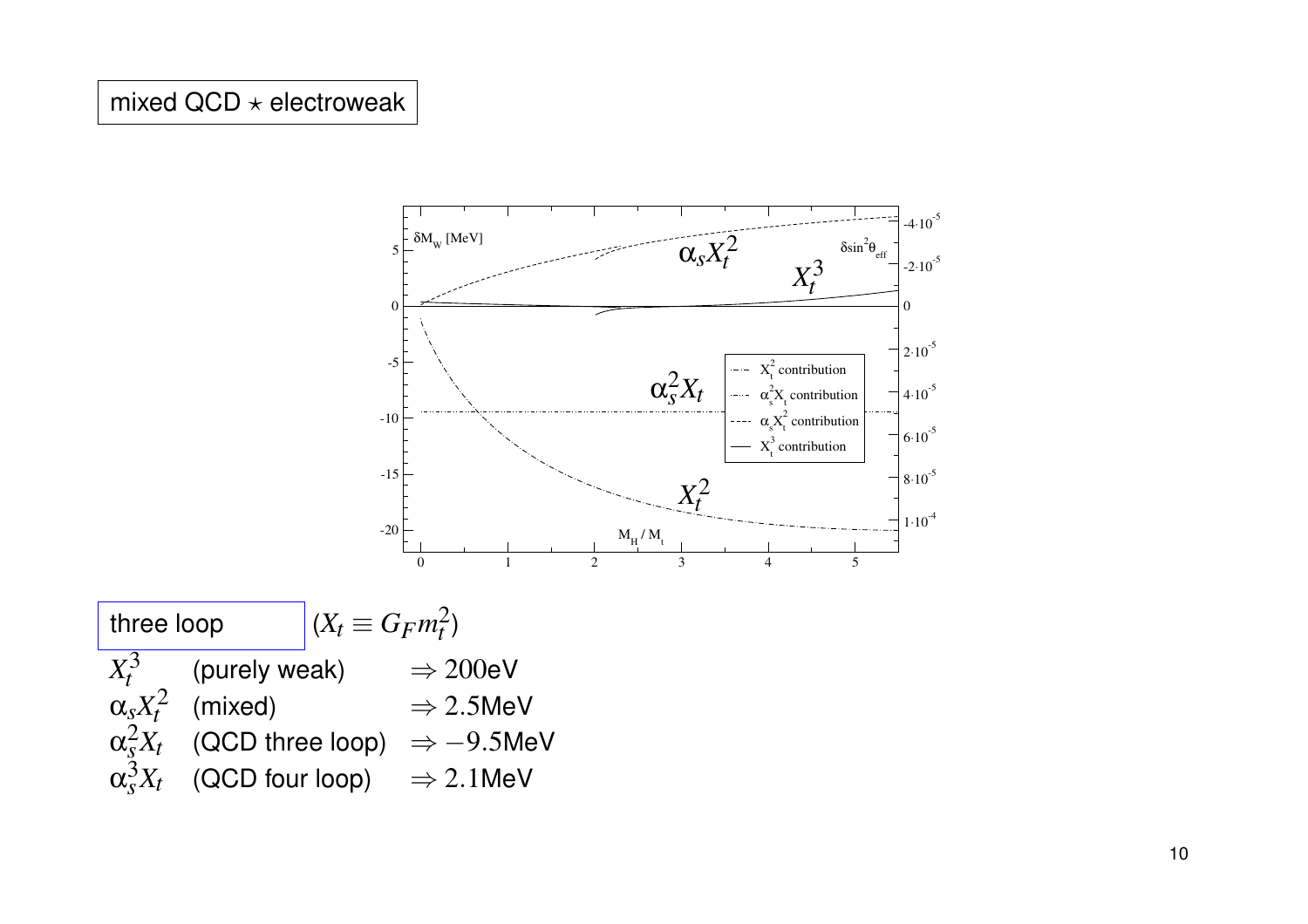mixed QCD ⋆ electroweak

three loop ($X_t \equiv G_F m_t^2$)

| | | |
|---|---|---|
| $X_t^3$ | (purely weak) | $\Rightarrow 200$eV |
| $\alpha_s X_t^2$ | (mixed) | $\Rightarrow 2.5$MeV |
| $\alpha_s^2 X_t$ | (QCD three loop) | $\Rightarrow -9.5$MeV |
| $\alpha_s^3 X_t$ | (QCD four loop) | $\Rightarrow 2.1$MeV |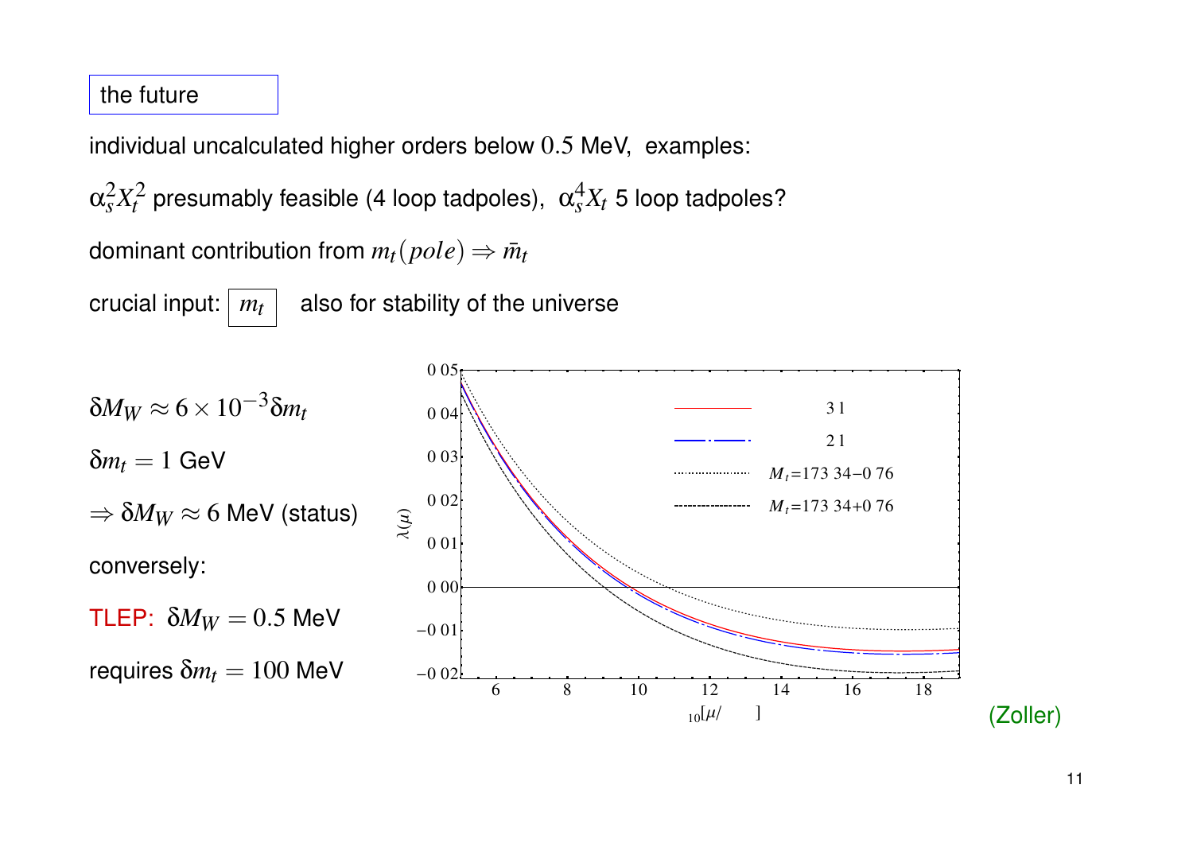the future

individual uncalculated higher orders below $0.5$ MeV, examples:

$\alpha_s^2 X_t^2$ presumably feasible (4 loop tadpoles), $\alpha_s^4 X_t$ 5 loop tadpoles?

dominant contribution from $m_t(pole) \Rightarrow \bar{m}_t$

crucial input: $m_t$ also for stability of the universe

$\delta M_W \approx 6 \times 10^{-3} \delta m_t$

$\delta m_t = 1$ GeV

$\Rightarrow \delta M_W \approx 6$ MeV (status)

conversely:

TLEP: $\delta M_W = 0.5$ MeV

requires $\delta m_t = 100$ MeV

(Zoller)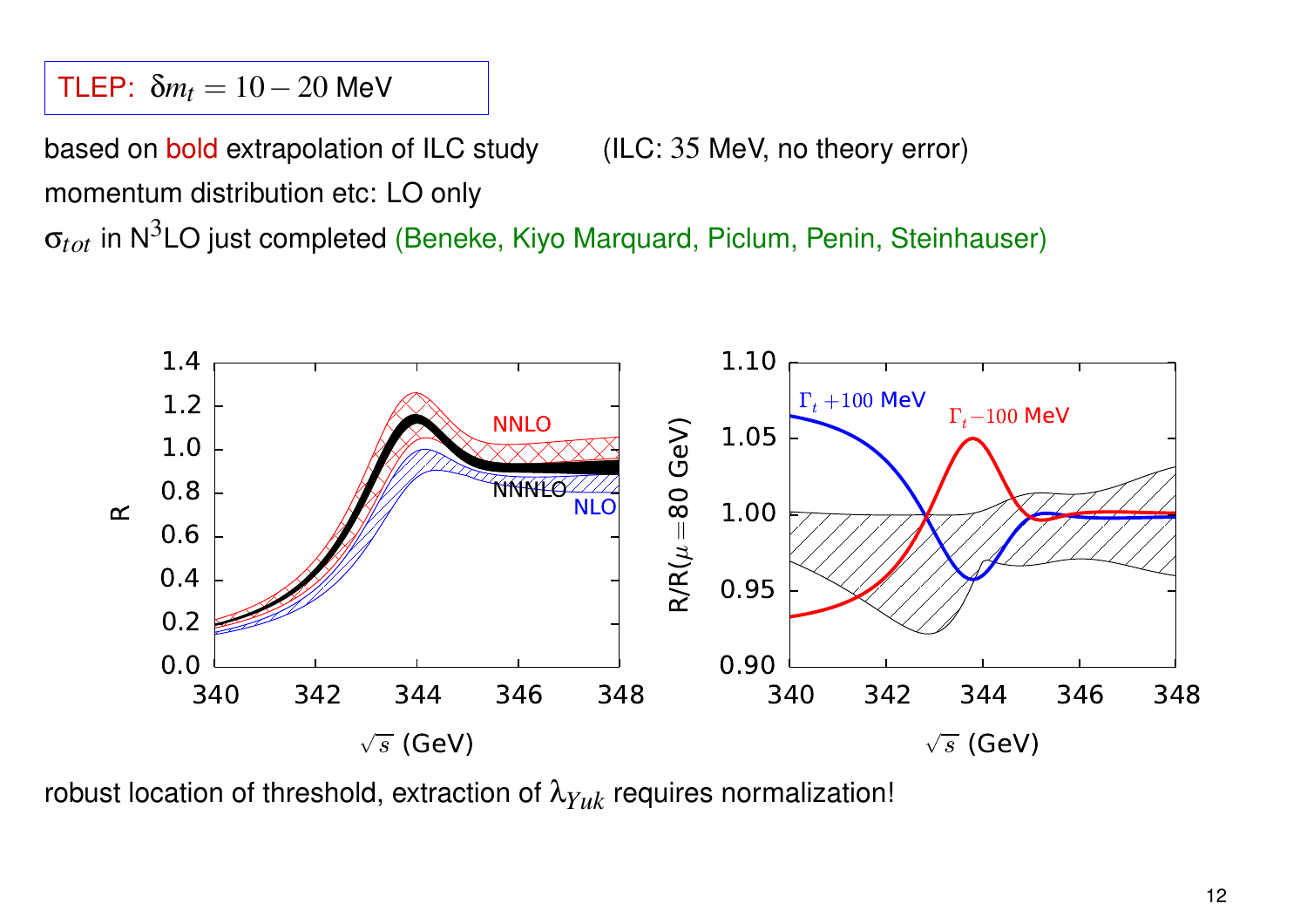TLEP: $\delta m_t = 10 - 20$ MeV

based on **bold** extrapolation of ILC study (ILC: 35 MeV, no theory error)

momentum distribution etc: LO only

$\sigma_{tot}$ in N$^3$LO just completed (Beneke, Kiyo Marquard, Piclum, Penin, Steinhauser)

robust location of threshold, extraction of $\lambda_{Yuk}$ requires normalization!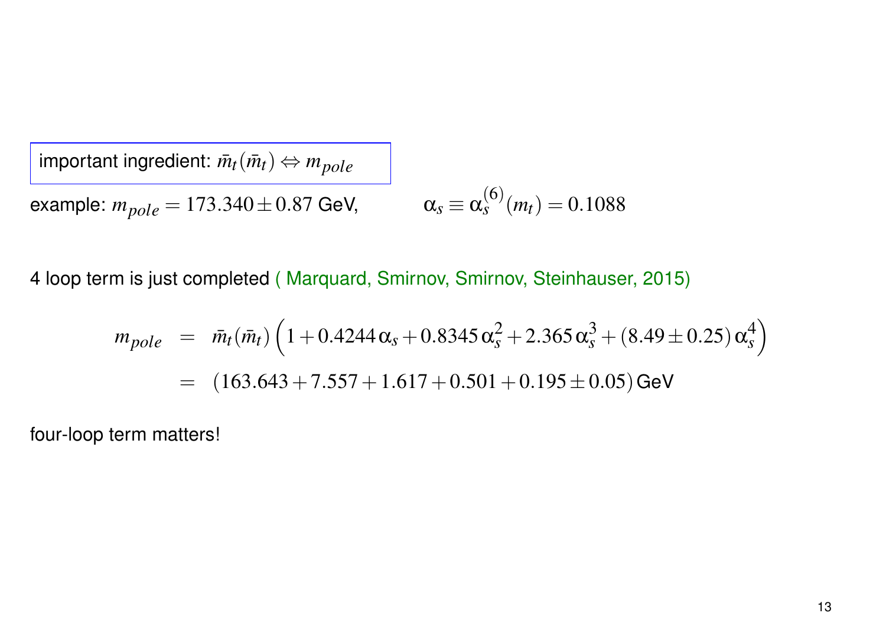important ingredient: $\bar{m}_t(\bar{m}_t) \Leftrightarrow m_{pole}$

example: $m_{pole} = 173.340 \pm 0.87$ GeV, $\alpha_s \equiv \alpha_s^{(6)}(m_t) = 0.1088$

4 loop term is just completed ( Marquard, Smirnov, Smirnov, Steinhauser, 2015)

$$
\begin{aligned}
m_{pole} &= \bar{m}_t(\bar{m}_t)\left(1 + 0.4244\,\alpha_s + 0.8345\,\alpha_s^2 + 2.365\,\alpha_s^3 + (8.49 \pm 0.25)\,\alpha_s^4\right) \\
&= (163.643 + 7.557 + 1.617 + 0.501 + 0.195 \pm 0.05)\,\text{GeV}
\end{aligned}
$$

four-loop term matters!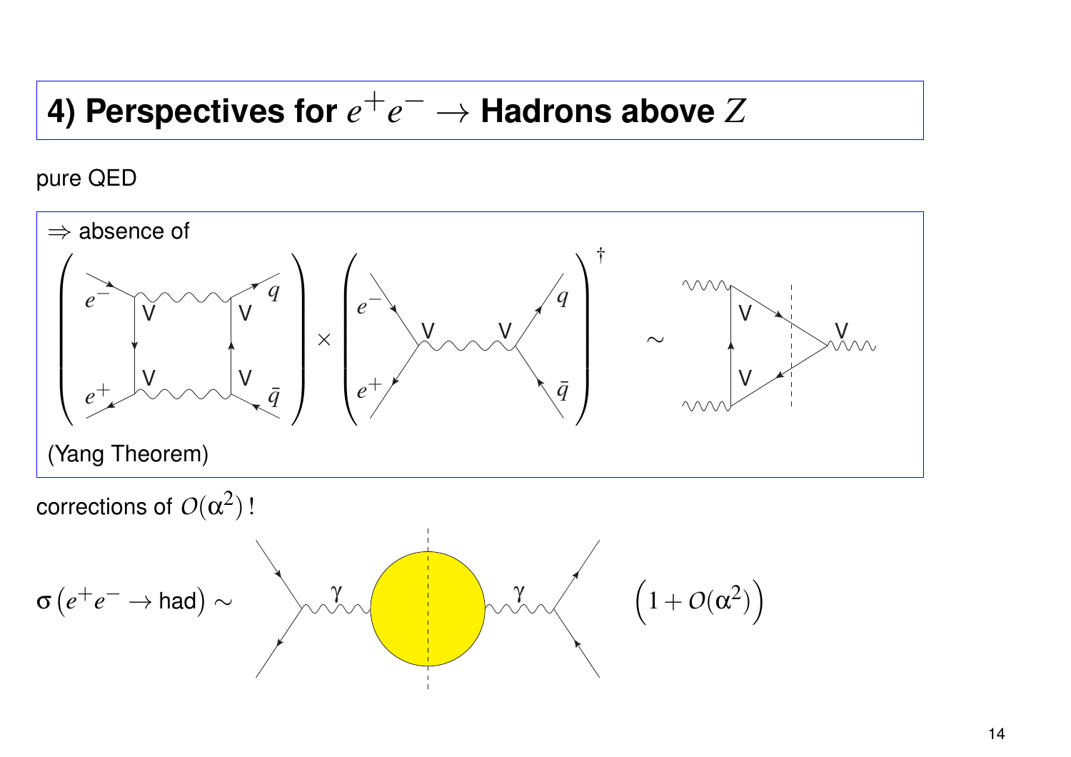# 4) Perspectives for $e^+e^- \to$ Hadrons above $Z$

pure QED

$\Rightarrow$ absence of

$$\left( \text{box diagram: } e^- e^+ \xrightarrow{V\,V} q\bar{q} \right) \times \left( e^- e^+ \xrightarrow{V} q\bar{q} \right)^\dagger \sim \text{triangle diagram } (V\,V\,V)$$

(Yang Theorem)

corrections of $\mathcal{O}(\alpha^2)$ !

$$\sigma\left(e^+e^- \to \text{had}\right) \sim \left(1 + \mathcal{O}(\alpha^2)\right)$$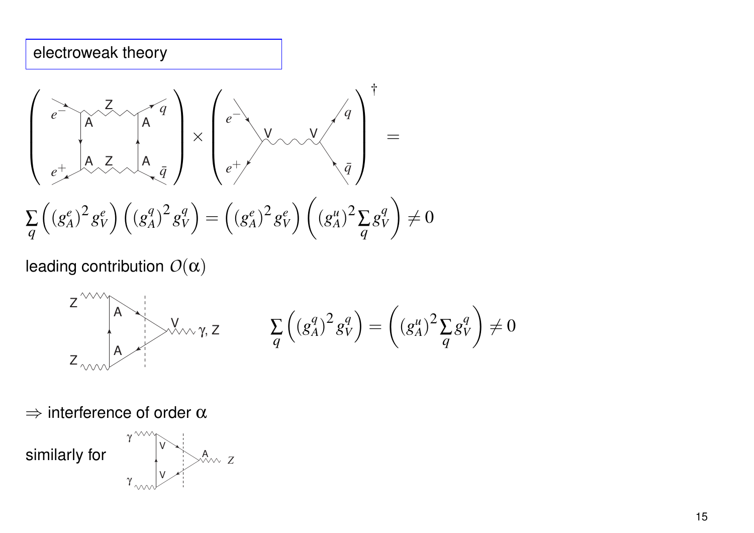electroweak theory

$$\sum_q \left( (g_A^e)^2 g_V^e \right) \left( (g_A^q)^2 g_V^q \right) = \left( (g_A^e)^2 g_V^e \right) \left( (g_A^u)^2 \sum_q g_V^q \right) \neq 0$$

leading contribution $O(\alpha)$

$$\sum_q \left( (g_A^q)^2 g_V^q \right) = \left( (g_A^u)^2 \sum_q g_V^q \right) \neq 0$$

$\Rightarrow$ interference of order $\alpha$

similarly for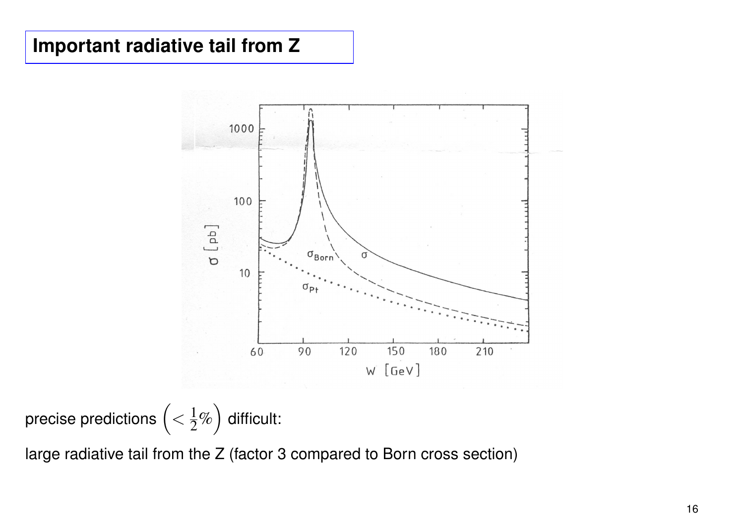# Important radiative tail from Z

precise predictions $\left(< \frac{1}{2}\%\right)$ difficult:

large radiative tail from the Z (factor 3 compared to Born cross section)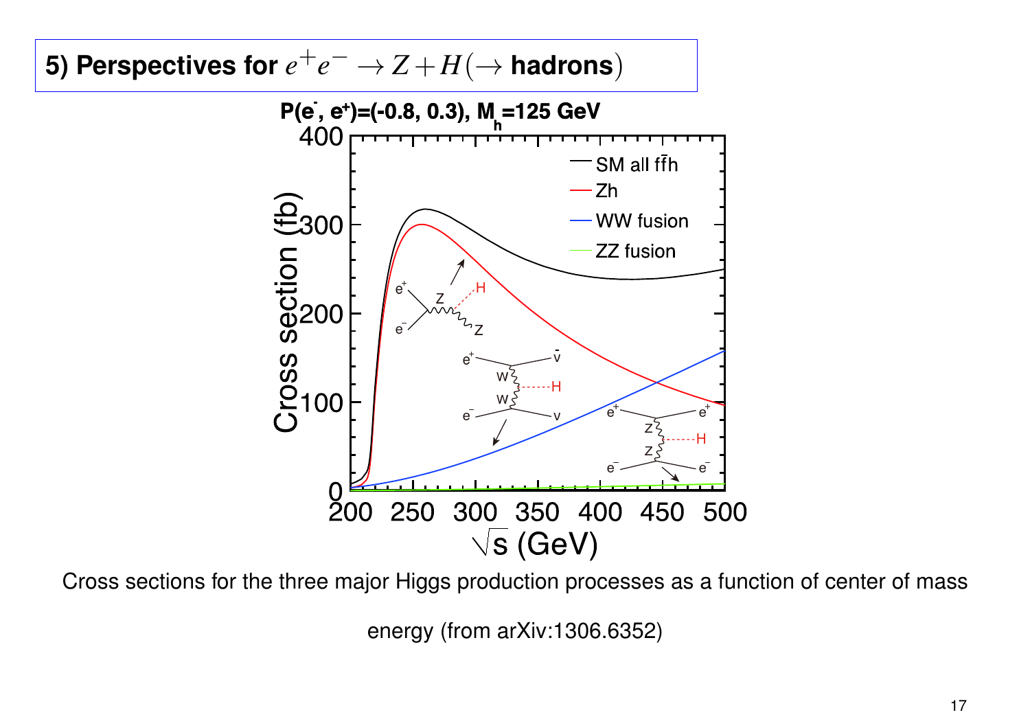## 5) Perspectives for $e^+e^- \to Z + H(\to$ hadrons$)$

Cross sections for the three major Higgs production processes as a function of center of mass energy (from arXiv:1306.6352)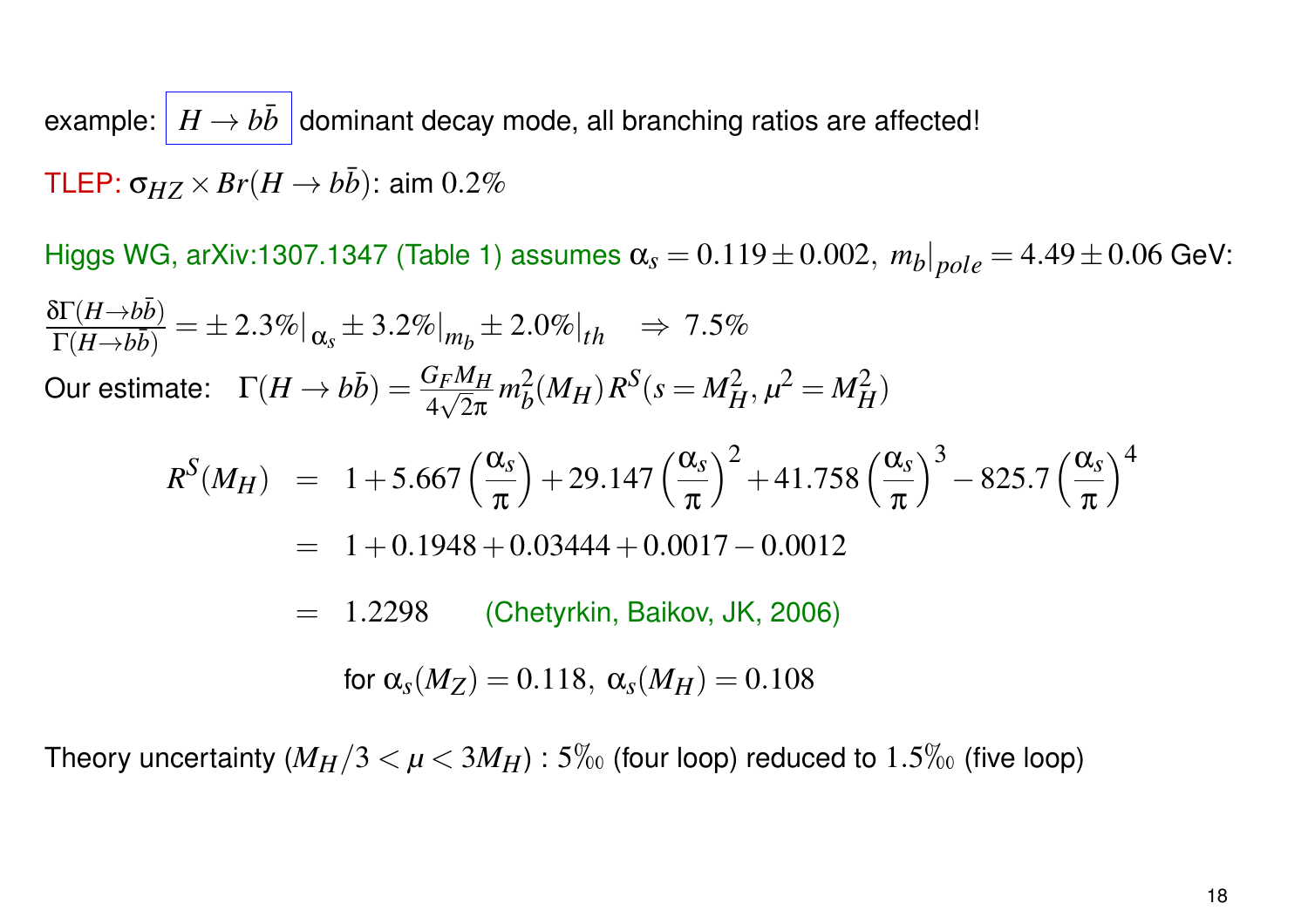example: $\boxed{H \to b\bar{b}}$ dominant decay mode, all branching ratios are affected!

TLEP: $\sigma_{HZ} \times Br(H \to b\bar{b})$: aim $0.2\%$

Higgs WG, arXiv:1307.1347 (Table 1) assumes $\alpha_s = 0.119 \pm 0.002,\ m_b|_{pole} = 4.49 \pm 0.06$ GeV:

$$\frac{\delta\Gamma(H\to b\bar{b})}{\Gamma(H\to b\bar{b})} = \pm\, 2.3\%|_{\alpha_s} \pm 3.2\%|_{m_b} \pm 2.0\%|_{th} \quad \Rightarrow\ 7.5\%$$

Our estimate: $\quad \Gamma(H \to b\bar{b}) = \frac{G_F M_H}{4\sqrt{2}\pi} m_b^2(M_H)\, R^S(s = M_H^2, \mu^2 = M_H^2)$

$$\begin{aligned}
R^S(M_H) &= 1 + 5.667\left(\frac{\alpha_s}{\pi}\right) + 29.147\left(\frac{\alpha_s}{\pi}\right)^2 + 41.758\left(\frac{\alpha_s}{\pi}\right)^3 - 825.7\left(\frac{\alpha_s}{\pi}\right)^4 \\
&= 1 + 0.1948 + 0.03444 + 0.0017 - 0.0012 \\
&= 1.2298 \qquad \text{(Chetyrkin, Baikov, JK, 2006)}
\end{aligned}$$

for $\alpha_s(M_Z) = 0.118,\ \alpha_s(M_H) = 0.108$

Theory uncertainty ($M_H/3 < \mu < 3M_H$) : $5‰$ (four loop) reduced to $1.5‰$ (five loop)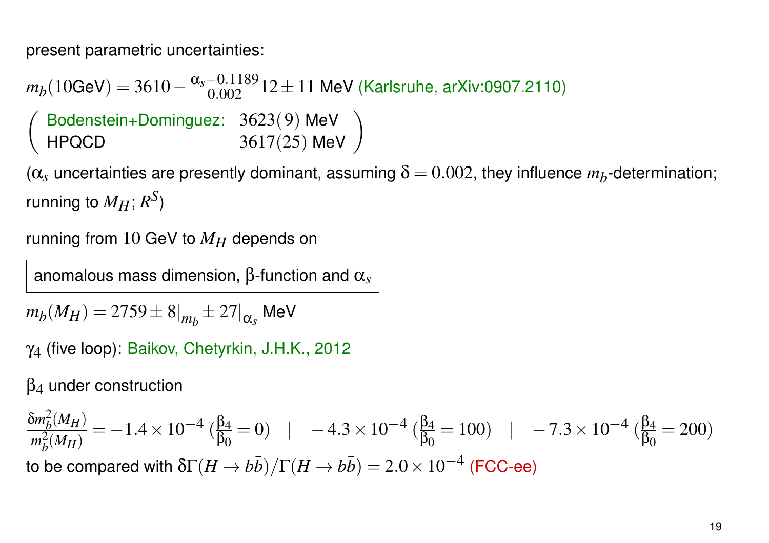present parametric uncertainties:

$m_b(10\text{GeV}) = 3610 - \frac{\alpha_s - 0.1189}{0.002} 12 \pm 11$ MeV (Karlsruhe, arXiv:0907.2110)

$$\left( \begin{array}{ll} \text{Bodenstein+Dominguez:} & 3623(9)\ \text{MeV} \\ \text{HPQCD} & 3617(25)\ \text{MeV} \end{array} \right)$$

($\alpha_s$ uncertainties are presently dominant, assuming $\delta = 0.002$, they influence $m_b$-determination; running to $M_H$; $R^S$)

running from 10 GeV to $M_H$ depends on

| anomalous mass dimension, β-function and $\alpha_s$ |
|---|

$m_b(M_H) = 2759 \pm 8|_{m_b} \pm 27|_{\alpha_s}$ MeV

$\gamma_4$ (five loop): Baikov, Chetyrkin, J.H.K., 2012

$\beta_4$ under construction

$$\frac{\delta m_b^2(M_H)}{m_b^2(M_H)} = -1.4 \times 10^{-4} \ (\tfrac{\beta_4}{\beta_0} = 0) \quad | \quad -4.3 \times 10^{-4} \ (\tfrac{\beta_4}{\beta_0} = 100) \quad | \quad -7.3 \times 10^{-4} \ (\tfrac{\beta_4}{\beta_0} = 200)$$

to be compared with $\delta\Gamma(H \to b\bar{b})/\Gamma(H \to b\bar{b}) = 2.0 \times 10^{-4}$ (FCC-ee)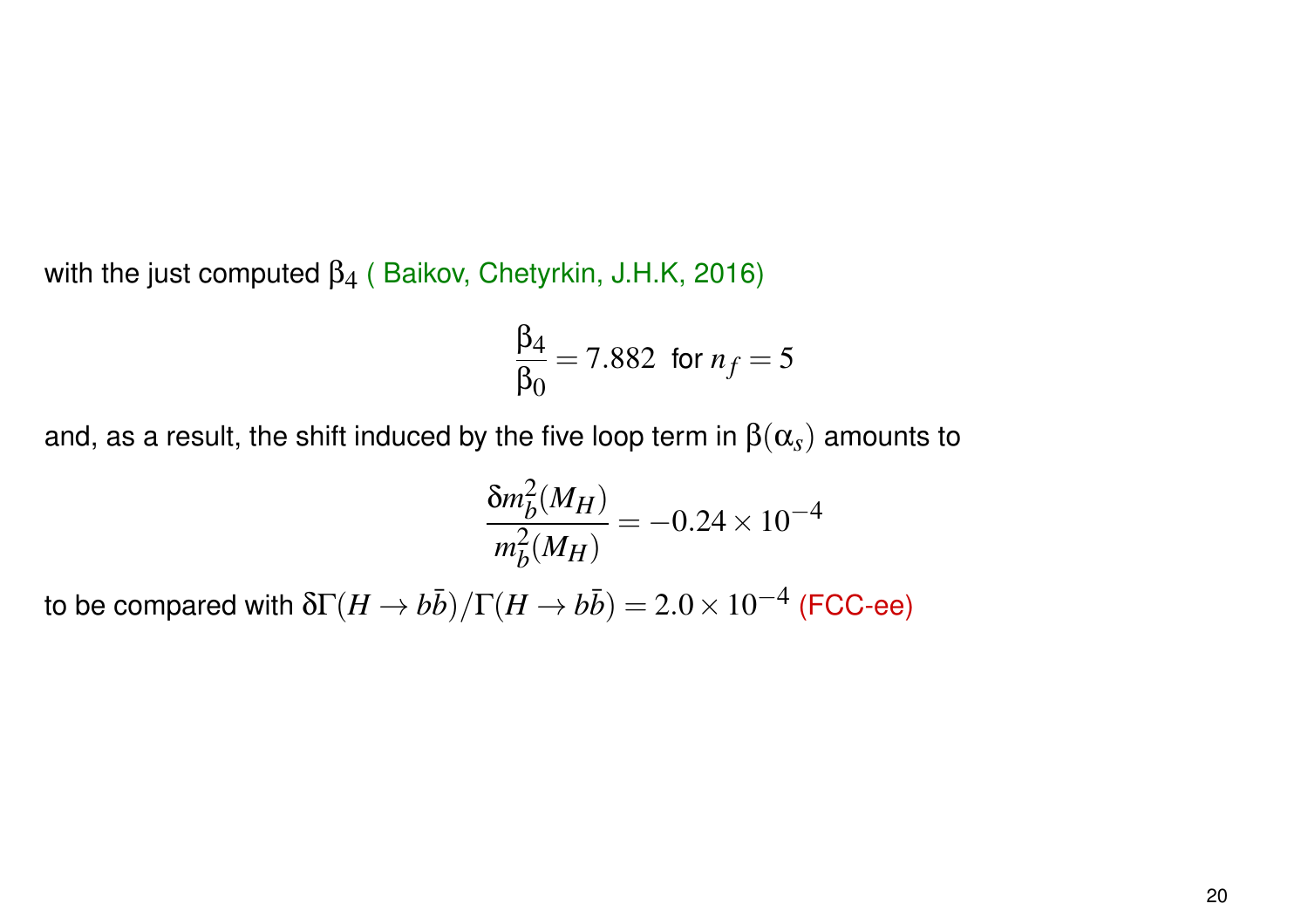with the just computed $\beta_4$ ( Baikov, Chetyrkin, J.H.K, 2016)

$$\frac{\beta_4}{\beta_0} = 7.882 \text{ for } n_f = 5$$

and, as a result, the shift induced by the five loop term in $\beta(\alpha_s)$ amounts to

$$\frac{\delta m_b^2(M_H)}{m_b^2(M_H)} = -0.24 \times 10^{-4}$$

to be compared with $\delta\Gamma(H \to b\bar{b})/\Gamma(H \to b\bar{b}) = 2.0 \times 10^{-4}$ (FCC-ee)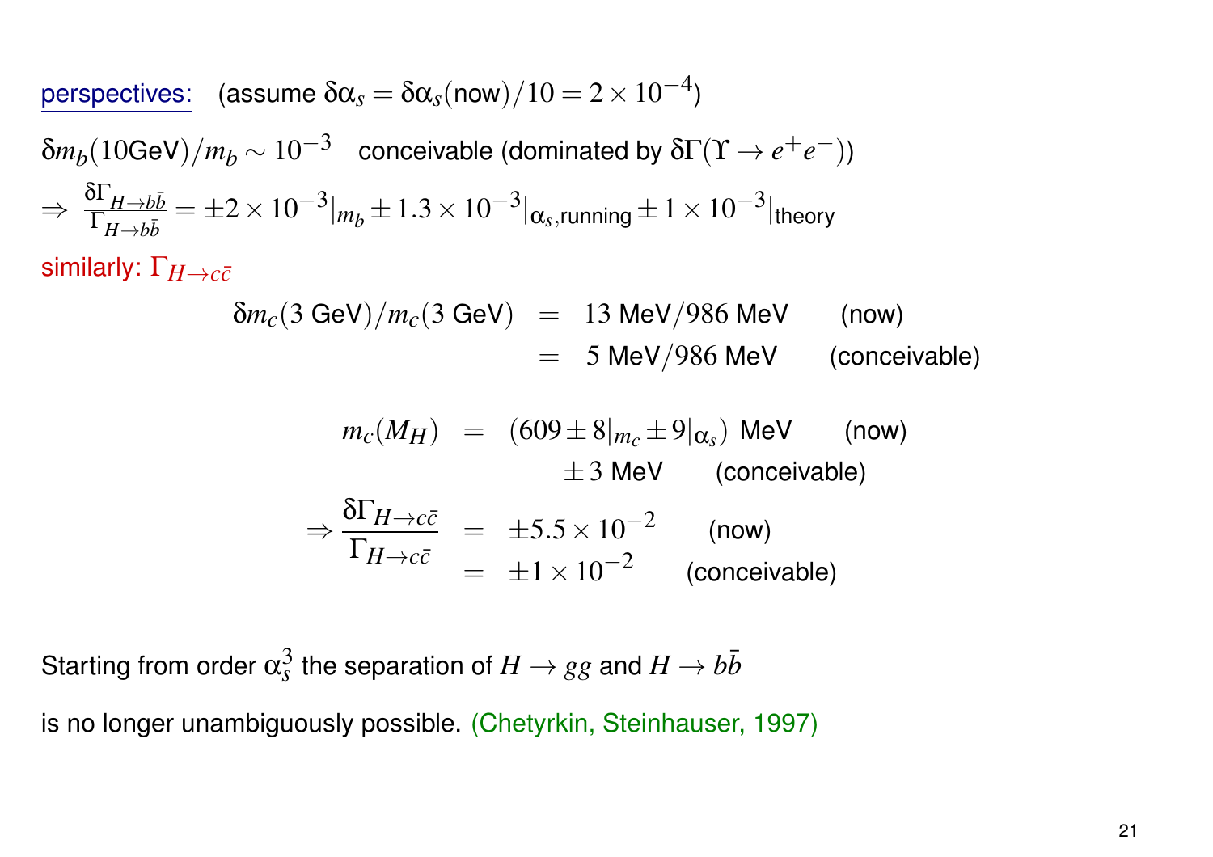perspectives: (assume $\delta\alpha_s = \delta\alpha_s(\text{now})/10 = 2\times 10^{-4}$)

$\delta m_b(10\text{GeV})/m_b \sim 10^{-3}$ conceivable (dominated by $\delta\Gamma(\Upsilon \to e^+e^-)$)

$\Rightarrow \frac{\delta\Gamma_{H\to b\bar{b}}}{\Gamma_{H\to b\bar{b}}} = \pm 2\times 10^{-3}|_{m_b} \pm 1.3\times 10^{-3}|_{\alpha_s,\text{running}} \pm 1\times 10^{-3}|_{\text{theory}}$

similarly: $\Gamma_{H\to c\bar{c}}$

$$
\begin{aligned}
\delta m_c(3\text{ GeV})/m_c(3\text{ GeV}) &= 13\text{ MeV}/986\text{ MeV} \qquad \text{(now)} \\
&= 5\text{ MeV}/986\text{ MeV} \qquad \text{(conceivable)}
\end{aligned}
$$

$$
\begin{aligned}
m_c(M_H) &= (609 \pm 8|_{m_c} \pm 9|_{\alpha_s})\text{ MeV} \qquad \text{(now)} \\
& \qquad \pm 3\text{ MeV} \qquad \text{(conceivable)} \\
\Rightarrow \frac{\delta\Gamma_{H\to c\bar{c}}}{\Gamma_{H\to c\bar{c}}} &= \pm 5.5\times 10^{-2} \qquad \text{(now)} \\
&= \pm 1\times 10^{-2} \qquad \text{(conceivable)}
\end{aligned}
$$

Starting from order $\alpha_s^3$ the separation of $H\to gg$ and $H\to b\bar{b}$

is no longer unambiguously possible. (Chetyrkin, Steinhauser, 1997)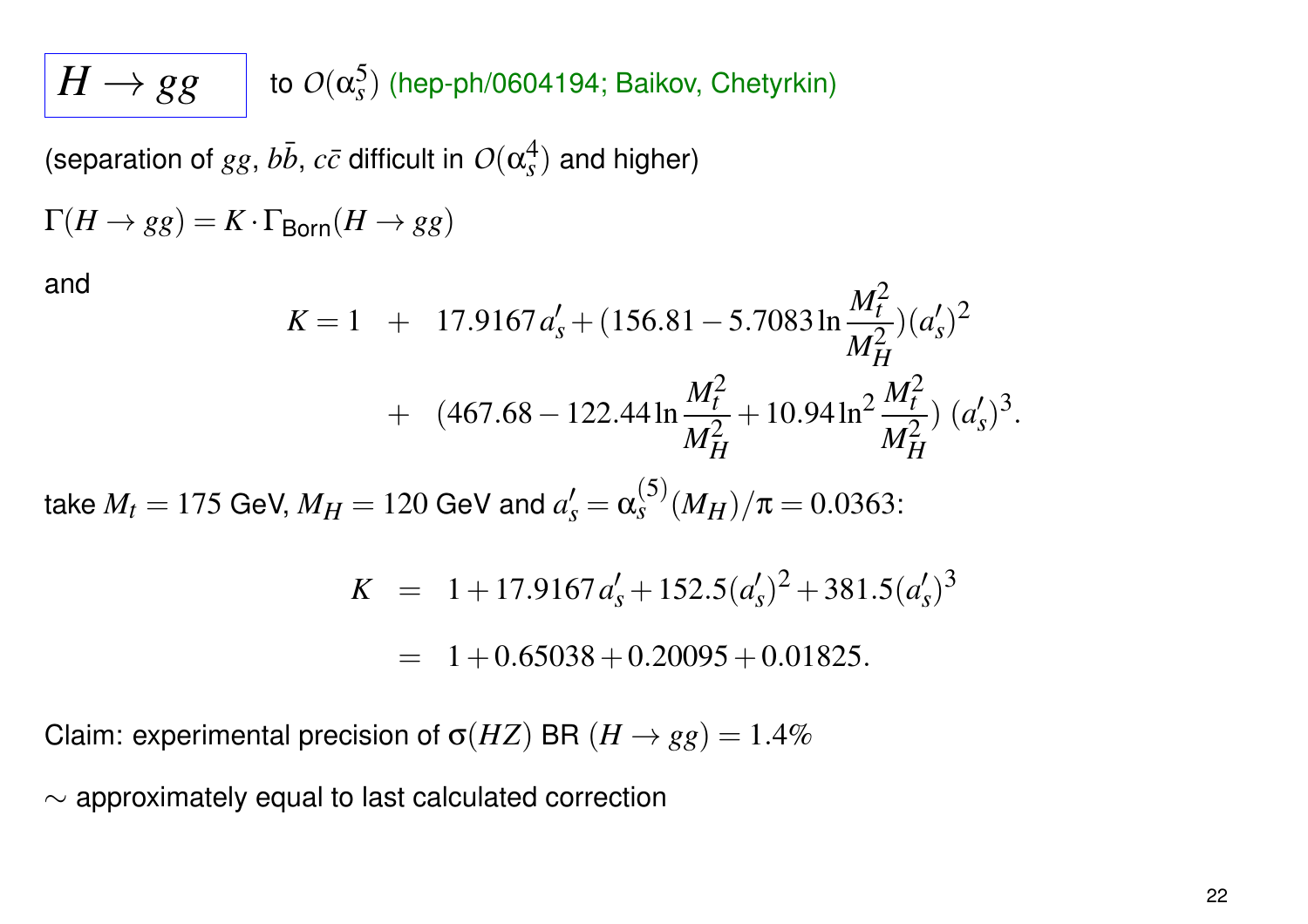## $H \to gg$ to $\mathcal{O}(\alpha_s^5)$ (hep-ph/0604194; Baikov, Chetyrkin)

(separation of $gg$, $b\bar{b}$, $c\bar{c}$ difficult in $\mathcal{O}(\alpha_s^4)$ and higher)

$\Gamma(H \to gg) = K \cdot \Gamma_{\text{Born}}(H \to gg)$

and

$$
\begin{aligned}
K = 1 \quad &+ \quad 17.9167\, a_s' + (156.81 - 5.7083 \ln \frac{M_t^2}{M_H^2})(a_s')^2 \\
&+ \quad (467.68 - 122.44 \ln \frac{M_t^2}{M_H^2} + 10.94 \ln^2 \frac{M_t^2}{M_H^2})\; (a_s')^3.
\end{aligned}
$$

take $M_t = 175$ GeV, $M_H = 120$ GeV and $a_s' = \alpha_s^{(5)}(M_H)/\pi = 0.0363$:

$$
\begin{aligned}
K &= 1 + 17.9167\, a_s' + 152.5 (a_s')^2 + 381.5 (a_s')^3 \\
&= 1 + 0.65038 + 0.20095 + 0.01825.
\end{aligned}
$$

Claim: experimental precision of $\sigma(HZ)$ BR $(H \to gg) = 1.4\%$

$\sim$ approximately equal to last calculated correction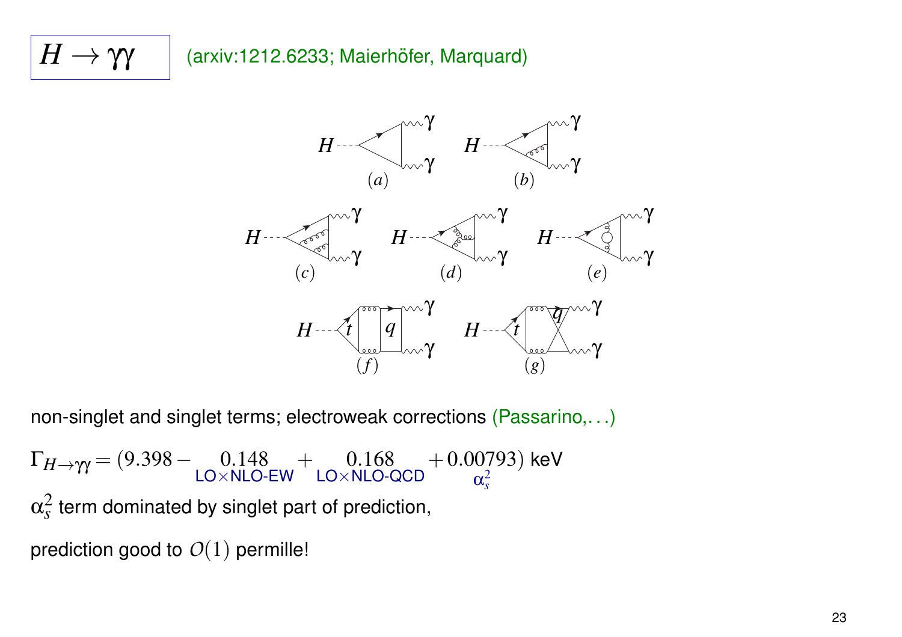# $H \to \gamma\gamma$

(arxiv:1212.6233; Maierhöfer, Marquard)

non-singlet and singlet terms; electroweak corrections (Passarino,...)

$$\Gamma_{H\to\gamma\gamma} = (9.398 - \underbrace{0.148}_{\text{LO}\times\text{NLO-EW}} + \underbrace{0.168}_{\text{LO}\times\text{NLO-QCD}} + \underbrace{0.00793}_{\alpha_s^2})\ \text{keV}$$

$\alpha_s^2$ term dominated by singlet part of prediction,

prediction good to $O(1)$ permille!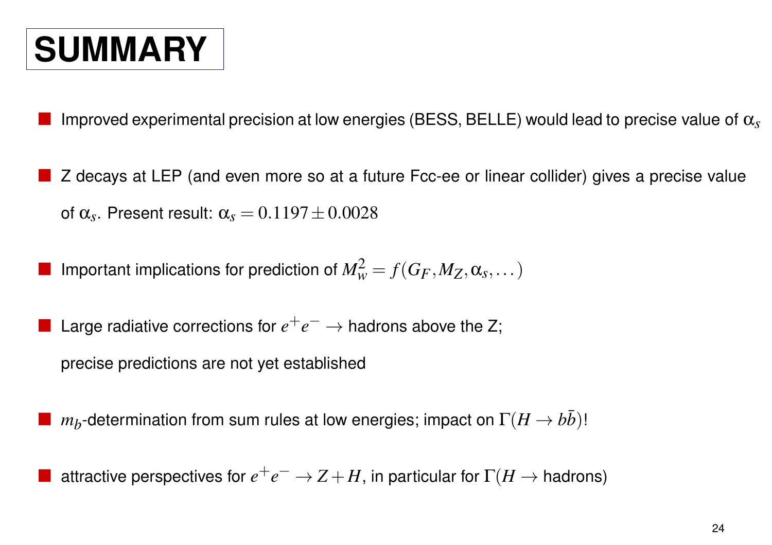# SUMMARY

- Improved experimental precision at low energies (BESS, BELLE) would lead to precise value of $\alpha_s$

- Z decays at LEP (and even more so at a future Fcc-ee or linear collider) gives a precise value of $\alpha_s$. Present result: $\alpha_s = 0.1197 \pm 0.0028$

- Important implications for prediction of $M_w^2 = f(G_F, M_Z, \alpha_s, \dots)$

- Large radiative corrections for $e^+e^- \to$ hadrons above the Z;

  precise predictions are not yet established

- $m_b$-determination from sum rules at low energies; impact on $\Gamma(H \to b\bar{b})$!

- attractive perspectives for $e^+e^- \to Z + H$, in particular for $\Gamma(H \to$ hadrons)